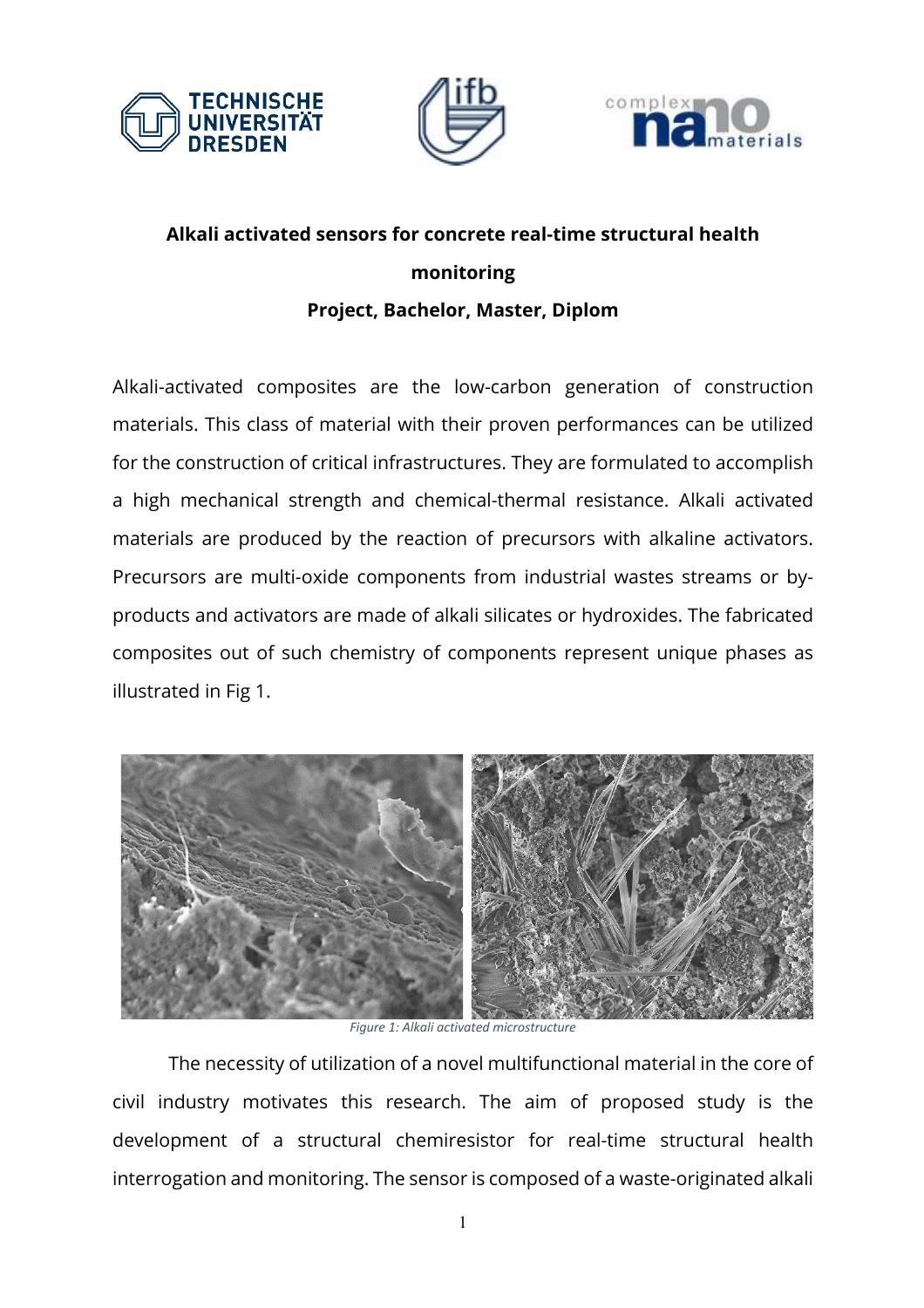**Alkali activated sensors for concrete real-time structural health monitoring**

**Project, Bachelor, Master, Diplom**

Alkali-activated composites are the low-carbon generation of construction materials. This class of material with their proven performances can be utilized for the construction of critical infrastructures. They are formulated to accomplish a high mechanical strength and chemical-thermal resistance. Alkali activated materials are produced by the reaction of precursors with alkaline activators. Precursors are multi-oxide components from industrial wastes streams or by-products and activators are made of alkali silicates or hydroxides. The fabricated composites out of such chemistry of components represent unique phases as illustrated in Fig 1.

*Figure 1: Alkali activated microstructure*

The necessity of utilization of a novel multifunctional material in the core of civil industry motivates this research. The aim of proposed study is the development of a structural chemiresistor for real-time structural health interrogation and monitoring. The sensor is composed of a waste-originated alkali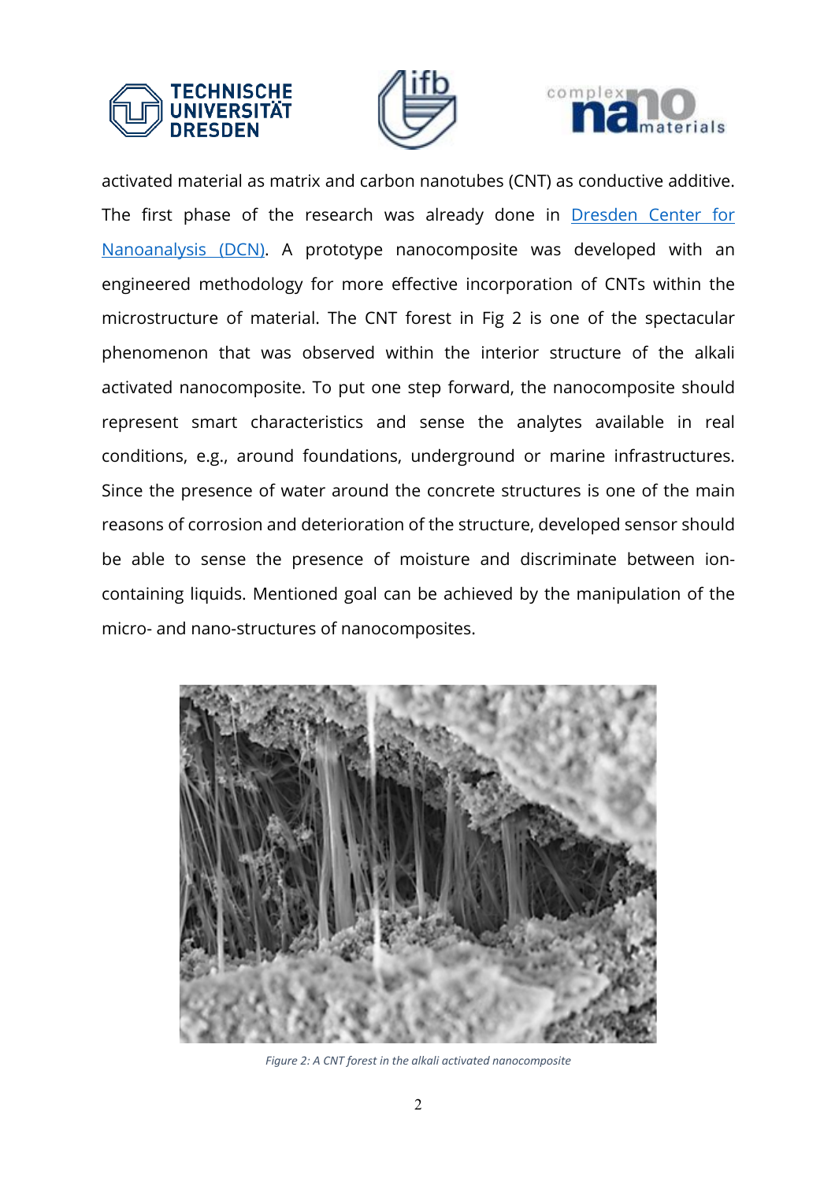activated material as matrix and carbon nanotubes (CNT) as conductive additive. The first phase of the research was already done in [Dresden Center for Nanoanalysis (DCN)](). A prototype nanocomposite was developed with an engineered methodology for more effective incorporation of CNTs within the microstructure of material. The CNT forest in Fig 2 is one of the spectacular phenomenon that was observed within the interior structure of the alkali activated nanocomposite. To put one step forward, the nanocomposite should represent smart characteristics and sense the analytes available in real conditions, e.g., around foundations, underground or marine infrastructures. Since the presence of water around the concrete structures is one of the main reasons of corrosion and deterioration of the structure, developed sensor should be able to sense the presence of moisture and discriminate between ion-containing liquids. Mentioned goal can be achieved by the manipulation of the micro- and nano-structures of nanocomposites.

*Figure 2: A CNT forest in the alkali activated nanocomposite*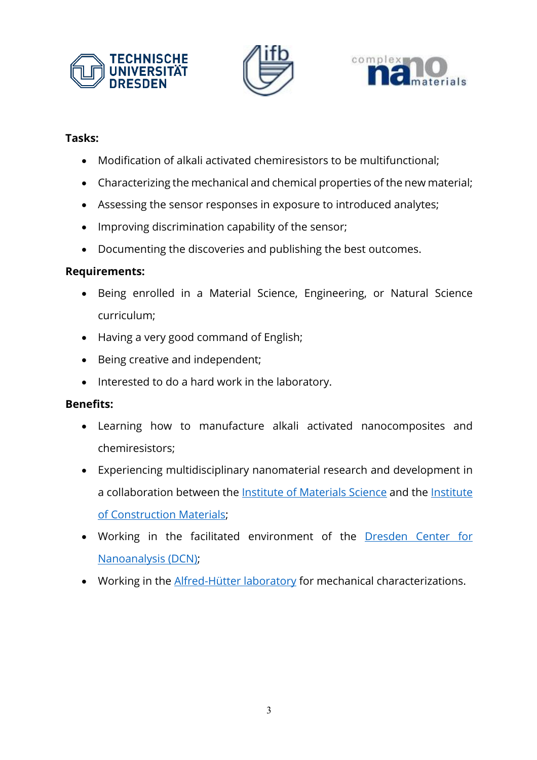**Tasks:**

- Modification of alkali activated chemiresistors to be multifunctional;
- Characterizing the mechanical and chemical properties of the new material;
- Assessing the sensor responses in exposure to introduced analytes;
- Improving discrimination capability of the sensor;
- Documenting the discoveries and publishing the best outcomes.

**Requirements:**

- Being enrolled in a Material Science, Engineering, or Natural Science curriculum;
- Having a very good command of English;
- Being creative and independent;
- Interested to do a hard work in the laboratory.

**Benefits:**

- Learning how to manufacture alkali activated nanocomposites and chemiresistors;
- Experiencing multidisciplinary nanomaterial research and development in a collaboration between the Institute of Materials Science and the Institute of Construction Materials;
- Working in the facilitated environment of the Dresden Center for Nanoanalysis (DCN);
- Working in the Alfred-Hütter laboratory for mechanical characterizations.